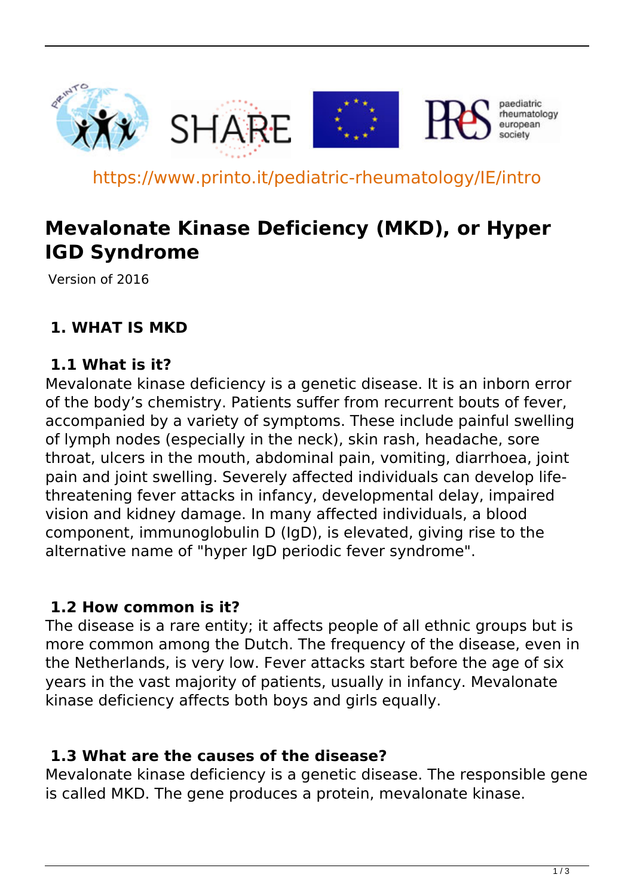https://www.printo.it/pediatric-rheumatology/IE/intro

# Mevalonate Kinase Deficiency (MKD), or Hyper IGD Syndrome

Version of 2016

## 1. WHAT IS MKD

### 1.1 What is it?

Mevalonate kinase deficiency is a genetic disease. It is an inborn error of the body's chemistry. Patients suffer from recurrent bouts of fever, accompanied by a variety of symptoms. These include painful swelling of lymph nodes (especially in the neck), skin rash, headache, sore throat, ulcers in the mouth, abdominal pain, vomiting, diarrhoea, joint pain and joint swelling. Severely affected individuals can develop life-threatening fever attacks in infancy, developmental delay, impaired vision and kidney damage. In many affected individuals, a blood component, immunoglobulin D (IgD), is elevated, giving rise to the alternative name of "hyper IgD periodic fever syndrome".

### 1.2 How common is it?

The disease is a rare entity; it affects people of all ethnic groups but is more common among the Dutch. The frequency of the disease, even in the Netherlands, is very low. Fever attacks start before the age of six years in the vast majority of patients, usually in infancy. Mevalonate kinase deficiency affects both boys and girls equally.

### 1.3 What are the causes of the disease?

Mevalonate kinase deficiency is a genetic disease. The responsible gene is called MKD. The gene produces a protein, mevalonate kinase.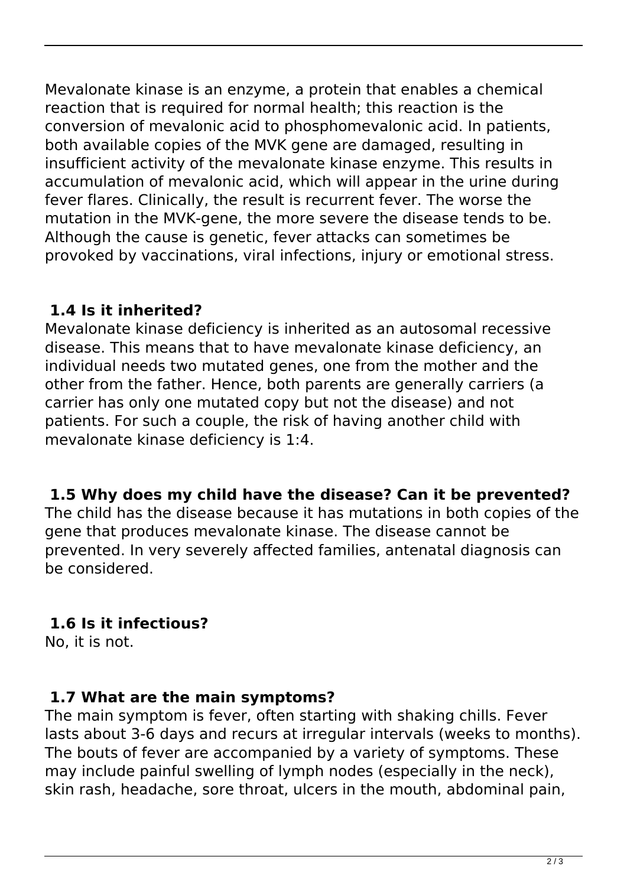Mevalonate kinase is an enzyme, a protein that enables a chemical reaction that is required for normal health; this reaction is the conversion of mevalonic acid to phosphomevalonic acid. In patients, both available copies of the MVK gene are damaged, resulting in insufficient activity of the mevalonate kinase enzyme. This results in accumulation of mevalonic acid, which will appear in the urine during fever flares. Clinically, the result is recurrent fever. The worse the mutation in the MVK-gene, the more severe the disease tends to be. Although the cause is genetic, fever attacks can sometimes be provoked by vaccinations, viral infections, injury or emotional stress.

### 1.4 Is it inherited?

Mevalonate kinase deficiency is inherited as an autosomal recessive disease. This means that to have mevalonate kinase deficiency, an individual needs two mutated genes, one from the mother and the other from the father. Hence, both parents are generally carriers (a carrier has only one mutated copy but not the disease) and not patients. For such a couple, the risk of having another child with mevalonate kinase deficiency is 1:4.

### 1.5 Why does my child have the disease? Can it be prevented?

The child has the disease because it has mutations in both copies of the gene that produces mevalonate kinase. The disease cannot be prevented. In very severely affected families, antenatal diagnosis can be considered.

### 1.6 Is it infectious?

No, it is not.

### 1.7 What are the main symptoms?

The main symptom is fever, often starting with shaking chills. Fever lasts about 3-6 days and recurs at irregular intervals (weeks to months). The bouts of fever are accompanied by a variety of symptoms. These may include painful swelling of lymph nodes (especially in the neck), skin rash, headache, sore throat, ulcers in the mouth, abdominal pain,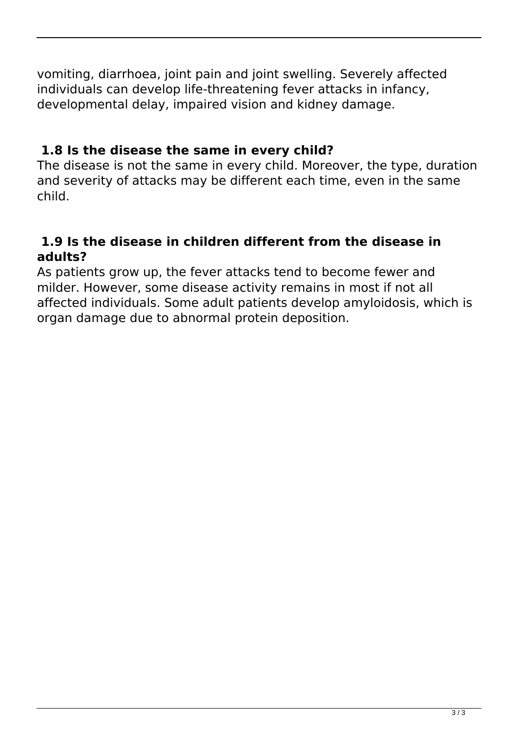vomiting, diarrhoea, joint pain and joint swelling. Severely affected individuals can develop life-threatening fever attacks in infancy, developmental delay, impaired vision and kidney damage.

### 1.8 Is the disease the same in every child?

The disease is not the same in every child. Moreover, the type, duration and severity of attacks may be different each time, even in the same child.

### 1.9 Is the disease in children different from the disease in adults?

As patients grow up, the fever attacks tend to become fewer and milder. However, some disease activity remains in most if not all affected individuals. Some adult patients develop amyloidosis, which is organ damage due to abnormal protein deposition.